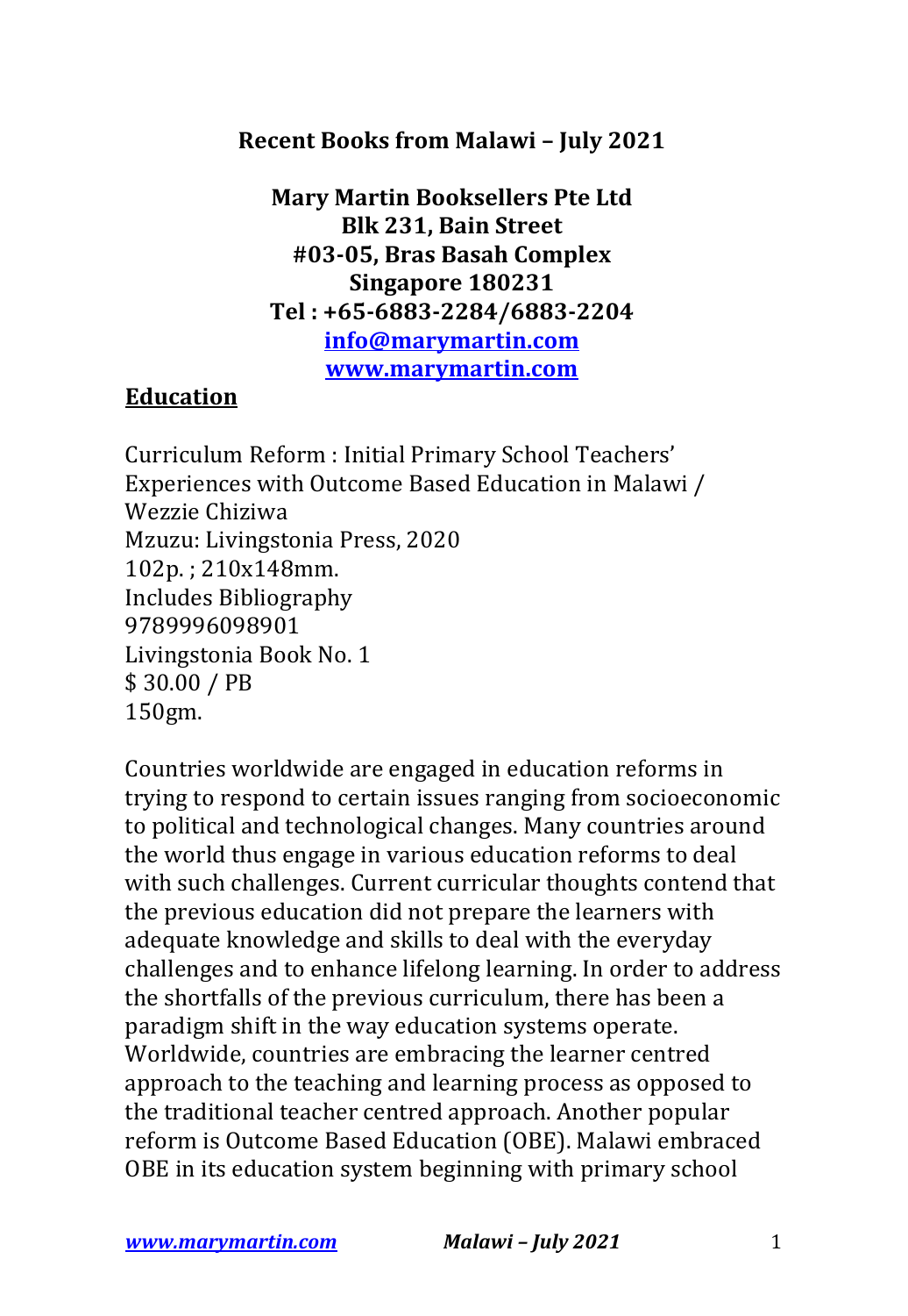**Recent Books from Malawi – July 2021**

**Mary Martin Booksellers Pte Ltd**
**Blk 231, Bain Street**
**#03-05, Bras Basah Complex**
**Singapore 180231**
**Tel : +65-6883-2284/6883-2204**
**info@marymartin.com**
**www.marymartin.com**

## Education

Curriculum Reform : Initial Primary School Teachers' Experiences with Outcome Based Education in Malawi / Wezzie Chiziwa
Mzuzu: Livingstonia Press, 2020
102p. ; 210x148mm.
Includes Bibliography
9789996098901
Livingstonia Book No. 1
$ 30.00 / PB
150gm.

Countries worldwide are engaged in education reforms in trying to respond to certain issues ranging from socioeconomic to political and technological changes. Many countries around the world thus engage in various education reforms to deal with such challenges. Current curricular thoughts contend that the previous education did not prepare the learners with adequate knowledge and skills to deal with the everyday challenges and to enhance lifelong learning. In order to address the shortfalls of the previous curriculum, there has been a paradigm shift in the way education systems operate. Worldwide, countries are embracing the learner centred approach to the teaching and learning process as opposed to the traditional teacher centred approach. Another popular reform is Outcome Based Education (OBE). Malawi embraced OBE in its education system beginning with primary school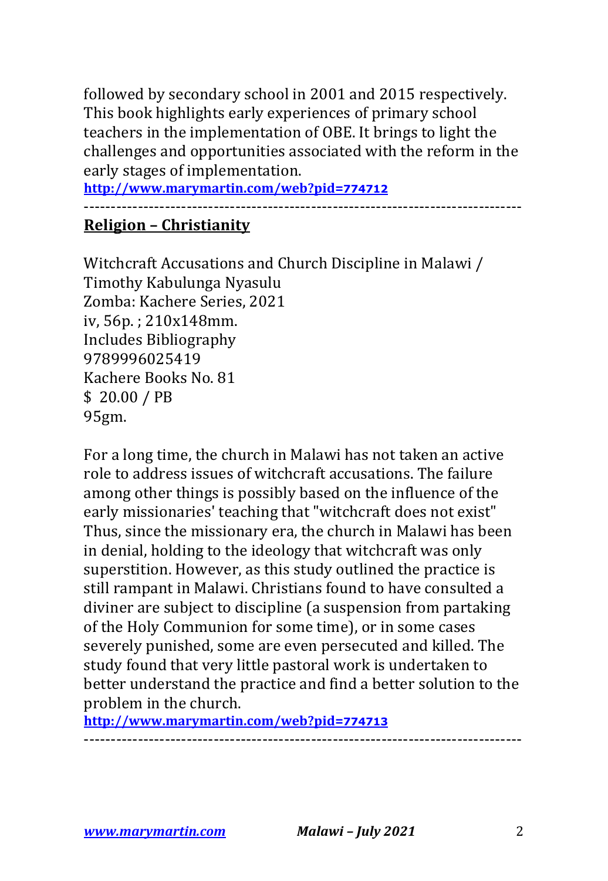followed by secondary school in 2001 and 2015 respectively. This book highlights early experiences of primary school teachers in the implementation of OBE. It brings to light the challenges and opportunities associated with the reform in the early stages of implementation.

**http://www.marymartin.com/web?pid=774712**

---

## Religion – Christianity

Witchcraft Accusations and Church Discipline in Malawi / Timothy Kabulunga Nyasulu
Zomba: Kachere Series, 2021
iv, 56p. ; 210x148mm.
Includes Bibliography
9789996025419
Kachere Books No. 81
$ 20.00 / PB
95gm.

For a long time, the church in Malawi has not taken an active role to address issues of witchcraft accusations. The failure among other things is possibly based on the influence of the early missionaries' teaching that "witchcraft does not exist" Thus, since the missionary era, the church in Malawi has been in denial, holding to the ideology that witchcraft was only superstition. However, as this study outlined the practice is still rampant in Malawi. Christians found to have consulted a diviner are subject to discipline (a suspension from partaking of the Holy Communion for some time), or in some cases severely punished, some are even persecuted and killed. The study found that very little pastoral work is undertaken to better understand the practice and find a better solution to the problem in the church.

**http://www.marymartin.com/web?pid=774713**

---